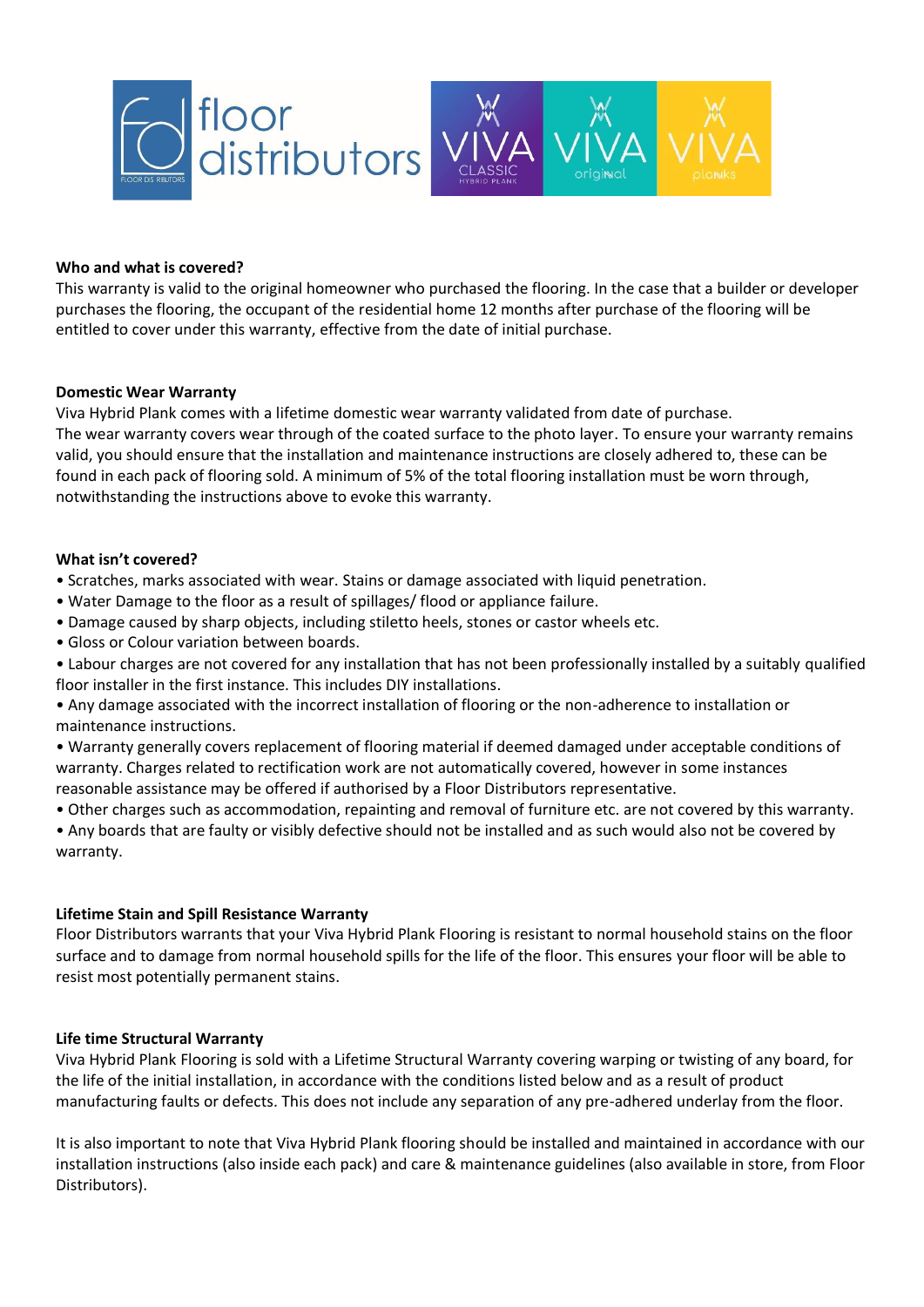### Who and what is covered?

This warranty is valid to the original homeowner who purchased the flooring. In the case that a builder or developer purchases the flooring, the occupant of the residential home 12 months after purchase of the flooring will be entitled to cover under this warranty, effective from the date of initial purchase.

### Domestic Wear Warranty

Viva Hybrid Plank comes with a lifetime domestic wear warranty validated from date of purchase.
The wear warranty covers wear through of the coated surface to the photo layer. To ensure your warranty remains valid, you should ensure that the installation and maintenance instructions are closely adhered to, these can be found in each pack of flooring sold. A minimum of 5% of the total flooring installation must be worn through, notwithstanding the instructions above to evoke this warranty.

### What isn't covered?

- Scratches, marks associated with wear. Stains or damage associated with liquid penetration.
- Water Damage to the floor as a result of spillages/ flood or appliance failure.
- Damage caused by sharp objects, including stiletto heels, stones or castor wheels etc.
- Gloss or Colour variation between boards.
- Labour charges are not covered for any installation that has not been professionally installed by a suitably qualified floor installer in the first instance. This includes DIY installations.
- Any damage associated with the incorrect installation of flooring or the non-adherence to installation or maintenance instructions.
- Warranty generally covers replacement of flooring material if deemed damaged under acceptable conditions of warranty. Charges related to rectification work are not automatically covered, however in some instances reasonable assistance may be offered if authorised by a Floor Distributors representative.
- Other charges such as accommodation, repainting and removal of furniture etc. are not covered by this warranty.
- Any boards that are faulty or visibly defective should not be installed and as such would also not be covered by warranty.

### Lifetime Stain and Spill Resistance Warranty

Floor Distributors warrants that your Viva Hybrid Plank Flooring is resistant to normal household stains on the floor surface and to damage from normal household spills for the life of the floor. This ensures your floor will be able to resist most potentially permanent stains.

### Life time Structural Warranty

Viva Hybrid Plank Flooring is sold with a Lifetime Structural Warranty covering warping or twisting of any board, for the life of the initial installation, in accordance with the conditions listed below and as a result of product manufacturing faults or defects. This does not include any separation of any pre-adhered underlay from the floor.

It is also important to note that Viva Hybrid Plank flooring should be installed and maintained in accordance with our installation instructions (also inside each pack) and care & maintenance guidelines (also available in store, from Floor Distributors).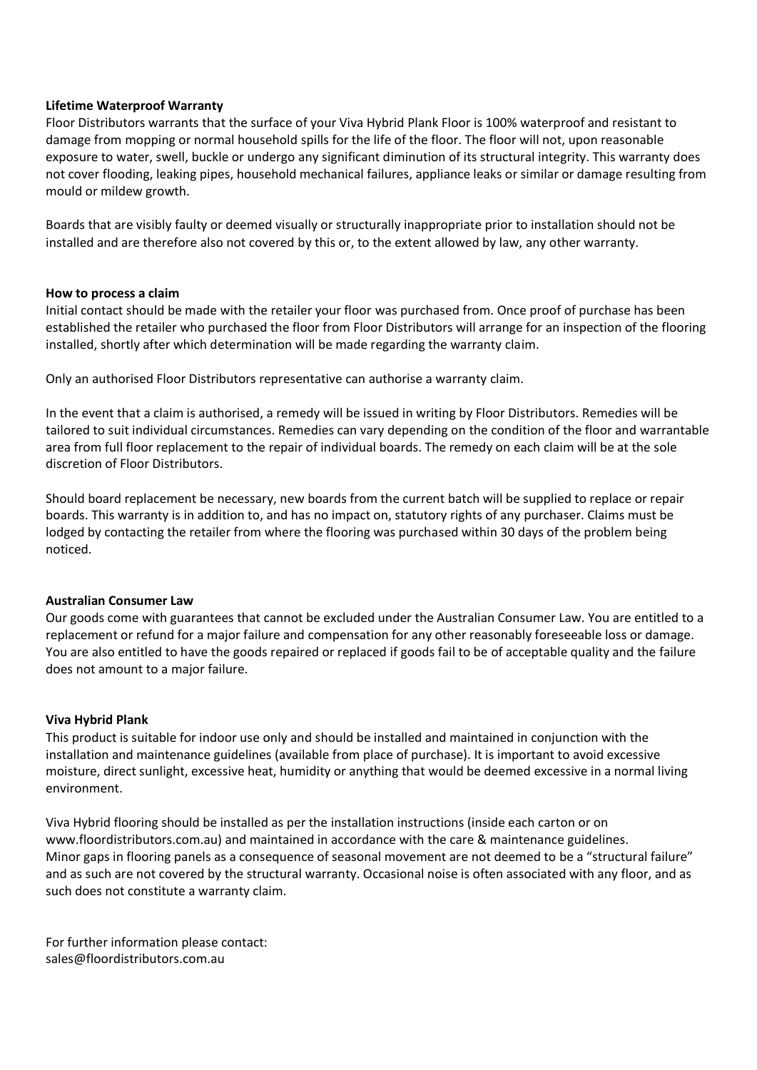**Lifetime Waterproof Warranty**

Floor Distributors warrants that the surface of your Viva Hybrid Plank Floor is 100% waterproof and resistant to damage from mopping or normal household spills for the life of the floor. The floor will not, upon reasonable exposure to water, swell, buckle or undergo any significant diminution of its structural integrity. This warranty does not cover flooding, leaking pipes, household mechanical failures, appliance leaks or similar or damage resulting from mould or mildew growth.

Boards that are visibly faulty or deemed visually or structurally inappropriate prior to installation should not be installed and are therefore also not covered by this or, to the extent allowed by law, any other warranty.

**How to process a claim**

Initial contact should be made with the retailer your floor was purchased from. Once proof of purchase has been established the retailer who purchased the floor from Floor Distributors will arrange for an inspection of the flooring installed, shortly after which determination will be made regarding the warranty claim.

Only an authorised Floor Distributors representative can authorise a warranty claim.

In the event that a claim is authorised, a remedy will be issued in writing by Floor Distributors. Remedies will be tailored to suit individual circumstances. Remedies can vary depending on the condition of the floor and warrantable area from full floor replacement to the repair of individual boards. The remedy on each claim will be at the sole discretion of Floor Distributors.

Should board replacement be necessary, new boards from the current batch will be supplied to replace or repair boards. This warranty is in addition to, and has no impact on, statutory rights of any purchaser. Claims must be lodged by contacting the retailer from where the flooring was purchased within 30 days of the problem being noticed.

**Australian Consumer Law**

Our goods come with guarantees that cannot be excluded under the Australian Consumer Law. You are entitled to a replacement or refund for a major failure and compensation for any other reasonably foreseeable loss or damage. You are also entitled to have the goods repaired or replaced if goods fail to be of acceptable quality and the failure does not amount to a major failure.

**Viva Hybrid Plank**

This product is suitable for indoor use only and should be installed and maintained in conjunction with the installation and maintenance guidelines (available from place of purchase). It is important to avoid excessive moisture, direct sunlight, excessive heat, humidity or anything that would be deemed excessive in a normal living environment.

Viva Hybrid flooring should be installed as per the installation instructions (inside each carton or on www.floordistributors.com.au) and maintained in accordance with the care & maintenance guidelines.
Minor gaps in flooring panels as a consequence of seasonal movement are not deemed to be a "structural failure" and as such are not covered by the structural warranty. Occasional noise is often associated with any floor, and as such does not constitute a warranty claim.

For further information please contact:
sales@floordistributors.com.au